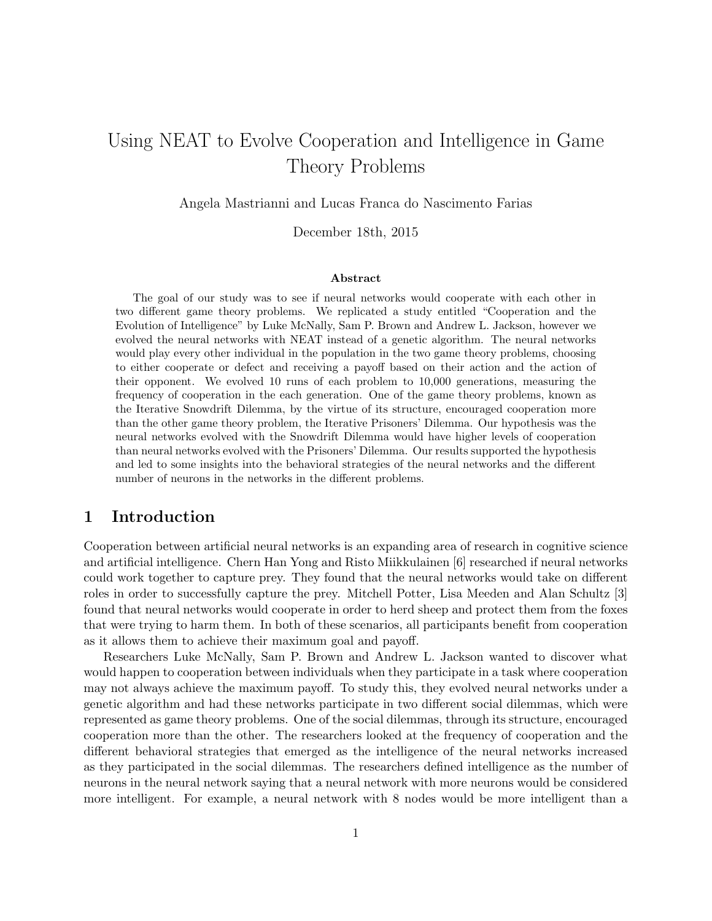# Using NEAT to Evolve Cooperation and Intelligence in Game Theory Problems

Angela Mastrianni and Lucas Franca do Nascimento Farias

December 18th, 2015

### Abstract

The goal of our study was to see if neural networks would cooperate with each other in two different game theory problems. We replicated a study entitled "Cooperation and the Evolution of Intelligence" by Luke McNally, Sam P. Brown and Andrew L. Jackson, however we evolved the neural networks with NEAT instead of a genetic algorithm. The neural networks would play every other individual in the population in the two game theory problems, choosing to either cooperate or defect and receiving a payoff based on their action and the action of their opponent. We evolved 10 runs of each problem to 10,000 generations, measuring the frequency of cooperation in the each generation. One of the game theory problems, known as the Iterative Snowdrift Dilemma, by the virtue of its structure, encouraged cooperation more than the other game theory problem, the Iterative Prisoners' Dilemma. Our hypothesis was the neural networks evolved with the Snowdrift Dilemma would have higher levels of cooperation than neural networks evolved with the Prisoners' Dilemma. Our results supported the hypothesis and led to some insights into the behavioral strategies of the neural networks and the different number of neurons in the networks in the different problems.

## 1 Introduction

Cooperation between artificial neural networks is an expanding area of research in cognitive science and artificial intelligence. Chern Han Yong and Risto Miikkulainen [6] researched if neural networks could work together to capture prey. They found that the neural networks would take on different roles in order to successfully capture the prey. Mitchell Potter, Lisa Meeden and Alan Schultz [3] found that neural networks would cooperate in order to herd sheep and protect them from the foxes that were trying to harm them. In both of these scenarios, all participants benefit from cooperation as it allows them to achieve their maximum goal and payoff.

Researchers Luke McNally, Sam P. Brown and Andrew L. Jackson wanted to discover what would happen to cooperation between individuals when they participate in a task where cooperation may not always achieve the maximum payoff. To study this, they evolved neural networks under a genetic algorithm and had these networks participate in two different social dilemmas, which were represented as game theory problems. One of the social dilemmas, through its structure, encouraged cooperation more than the other. The researchers looked at the frequency of cooperation and the different behavioral strategies that emerged as the intelligence of the neural networks increased as they participated in the social dilemmas. The researchers defined intelligence as the number of neurons in the neural network saying that a neural network with more neurons would be considered more intelligent. For example, a neural network with 8 nodes would be more intelligent than a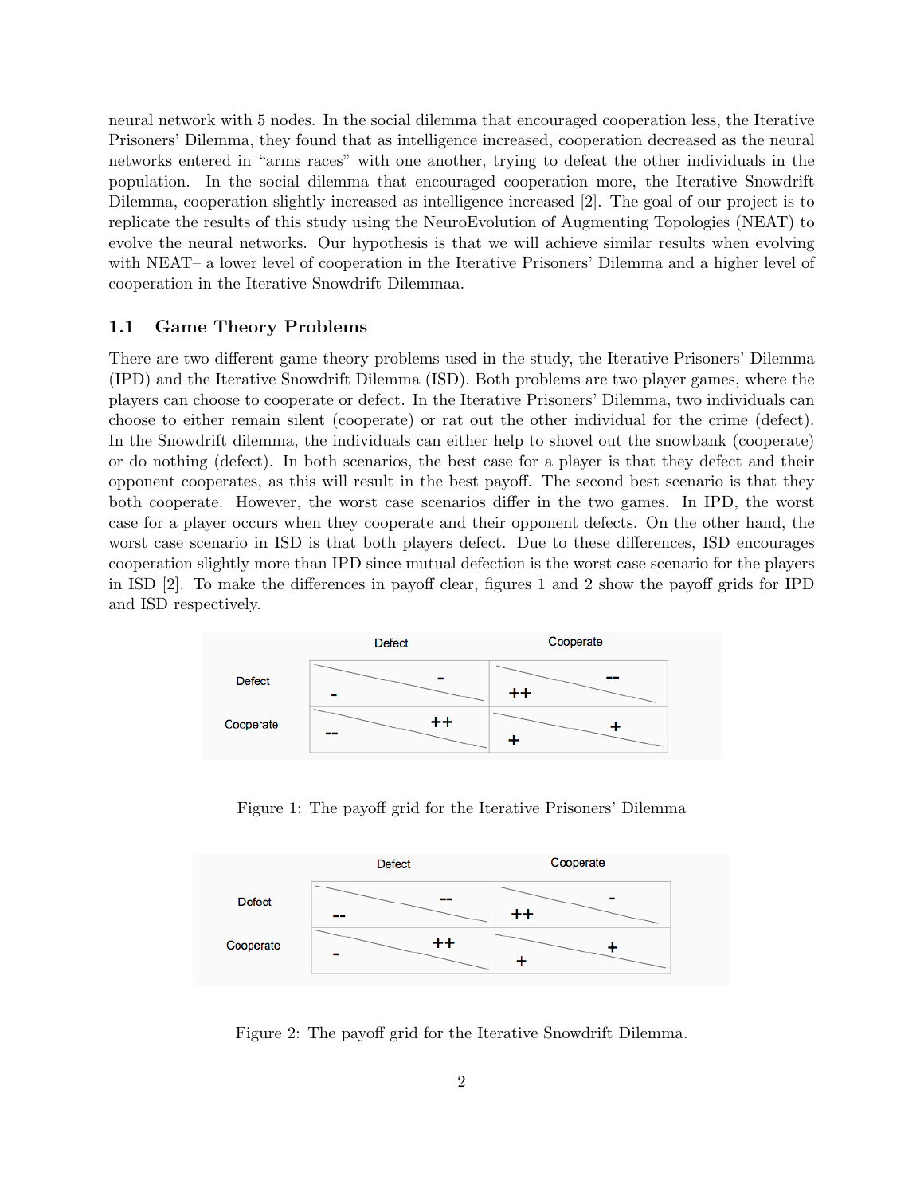neural network with 5 nodes. In the social dilemma that encouraged cooperation less, the Iterative Prisoners' Dilemma, they found that as intelligence increased, cooperation decreased as the neural networks entered in "arms races" with one another, trying to defeat the other individuals in the population. In the social dilemma that encouraged cooperation more, the Iterative Snowdrift Dilemma, cooperation slightly increased as intelligence increased [2]. The goal of our project is to replicate the results of this study using the NeuroEvolution of Augmenting Topologies (NEAT) to evolve the neural networks. Our hypothesis is that we will achieve similar results when evolving with NEAT– a lower level of cooperation in the Iterative Prisoners' Dilemma and a higher level of cooperation in the Iterative Snowdrift Dilemmaa.

### 1.1 Game Theory Problems

There are two different game theory problems used in the study, the Iterative Prisoners' Dilemma (IPD) and the Iterative Snowdrift Dilemma (ISD). Both problems are two player games, where the players can choose to cooperate or defect. In the Iterative Prisoners' Dilemma, two individuals can choose to either remain silent (cooperate) or rat out the other individual for the crime (defect). In the Snowdrift dilemma, the individuals can either help to shovel out the snowbank (cooperate) or do nothing (defect). In both scenarios, the best case for a player is that they defect and their opponent cooperates, as this will result in the best payoff. The second best scenario is that they both cooperate. However, the worst case scenarios differ in the two games. In IPD, the worst case for a player occurs when they cooperate and their opponent defects. On the other hand, the worst case scenario in ISD is that both players defect. Due to these differences, ISD encourages cooperation slightly more than IPD since mutual defection is the worst case scenario for the players in ISD [2]. To make the differences in payoff clear, figures 1 and 2 show the payoff grids for IPD and ISD respectively.

| | Defect | Cooperate |
|---|---|---|
| **Defect** | - / - | ++ / -- |
| **Cooperate** | -- / ++ | + / + |

Figure 1: The payoff grid for the Iterative Prisoners' Dilemma

| | Defect | Cooperate |
|---|---|---|
| **Defect** | -- / -- | ++ / - |
| **Cooperate** | - / ++ | + / + |

Figure 2: The payoff grid for the Iterative Snowdrift Dilemma.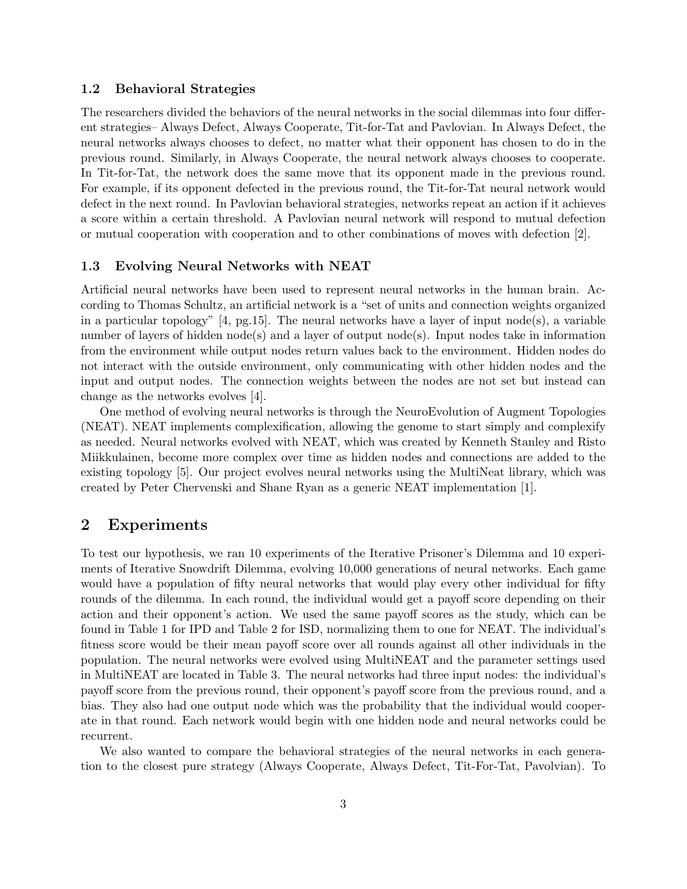### 1.2 Behavioral Strategies

The researchers divided the behaviors of the neural networks in the social dilemmas into four different strategies– Always Defect, Always Cooperate, Tit-for-Tat and Pavlovian. In Always Defect, the neural networks always chooses to defect, no matter what their opponent has chosen to do in the previous round. Similarly, in Always Cooperate, the neural network always chooses to cooperate. In Tit-for-Tat, the network does the same move that its opponent made in the previous round. For example, if its opponent defected in the previous round, the Tit-for-Tat neural network would defect in the next round. In Pavlovian behavioral strategies, networks repeat an action if it achieves a score within a certain threshold. A Pavlovian neural network will respond to mutual defection or mutual cooperation with cooperation and to other combinations of moves with defection [2].

### 1.3 Evolving Neural Networks with NEAT

Artificial neural networks have been used to represent neural networks in the human brain. According to Thomas Schultz, an artificial network is a "set of units and connection weights organized in a particular topology" [4, pg.15]. The neural networks have a layer of input node(s), a variable number of layers of hidden node(s) and a layer of output node(s). Input nodes take in information from the environment while output nodes return values back to the environment. Hidden nodes do not interact with the outside environment, only communicating with other hidden nodes and the input and output nodes. The connection weights between the nodes are not set but instead can change as the networks evolves [4].

One method of evolving neural networks is through the NeuroEvolution of Augment Topologies (NEAT). NEAT implements complexification, allowing the genome to start simply and complexify as needed. Neural networks evolved with NEAT, which was created by Kenneth Stanley and Risto Miikkulainen, become more complex over time as hidden nodes and connections are added to the existing topology [5]. Our project evolves neural networks using the MultiNeat library, which was created by Peter Chervenski and Shane Ryan as a generic NEAT implementation [1].

## 2 Experiments

To test our hypothesis, we ran 10 experiments of the Iterative Prisoner's Dilemma and 10 experiments of Iterative Snowdrift Dilemma, evolving 10,000 generations of neural networks. Each game would have a population of fifty neural networks that would play every other individual for fifty rounds of the dilemma. In each round, the individual would get a payoff score depending on their action and their opponent's action. We used the same payoff scores as the study, which can be found in Table 1 for IPD and Table 2 for ISD, normalizing them to one for NEAT. The individual's fitness score would be their mean payoff score over all rounds against all other individuals in the population. The neural networks were evolved using MultiNEAT and the parameter settings used in MultiNEAT are located in Table 3. The neural networks had three input nodes: the individual's payoff score from the previous round, their opponent's payoff score from the previous round, and a bias. They also had one output node which was the probability that the individual would cooperate in that round. Each network would begin with one hidden node and neural networks could be recurrent.

We also wanted to compare the behavioral strategies of the neural networks in each generation to the closest pure strategy (Always Cooperate, Always Defect, Tit-For-Tat, Pavolvian). To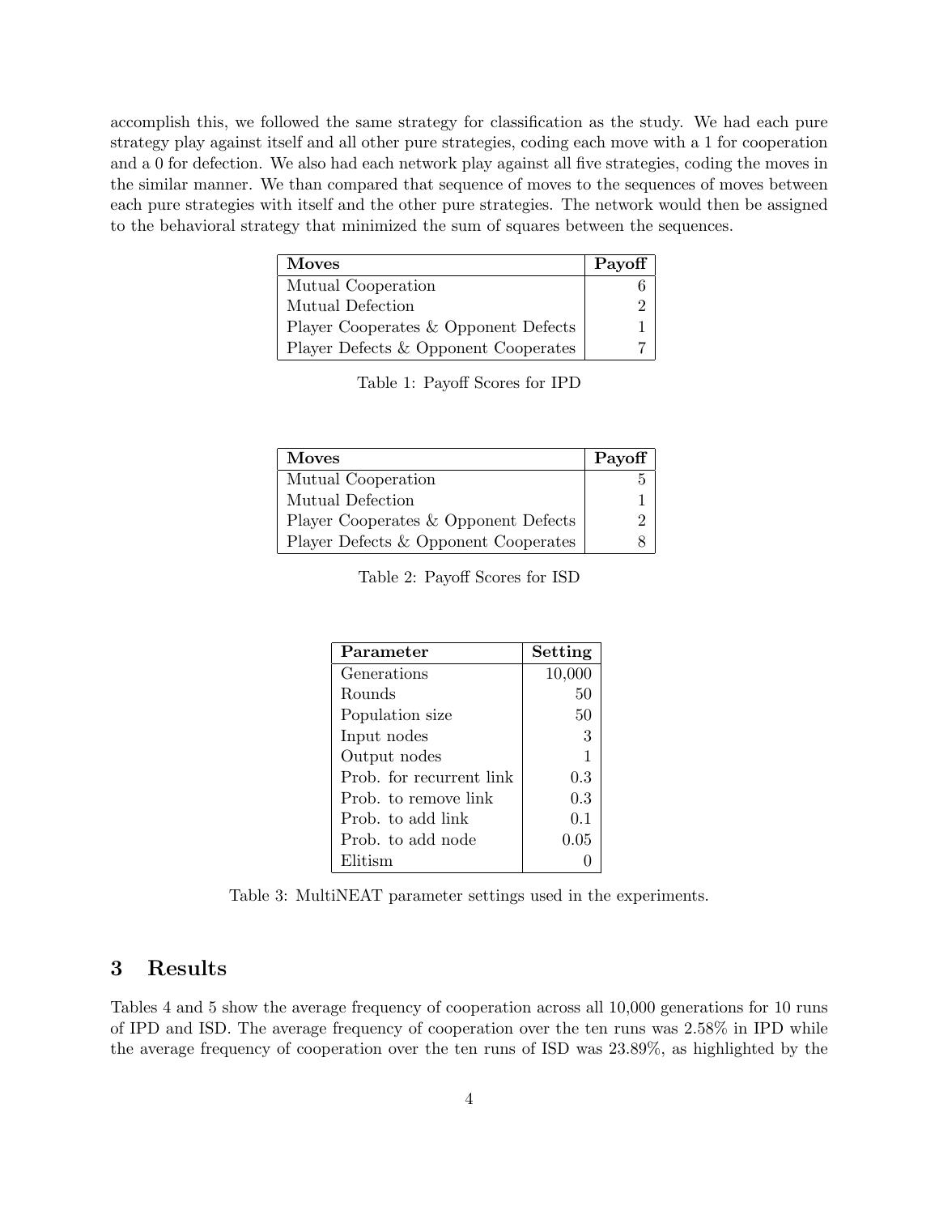accomplish this, we followed the same strategy for classification as the study. We had each pure strategy play against itself and all other pure strategies, coding each move with a 1 for cooperation and a 0 for defection. We also had each network play against all five strategies, coding the moves in the similar manner. We than compared that sequence of moves to the sequences of moves between each pure strategies with itself and the other pure strategies. The network would then be assigned to the behavioral strategy that minimized the sum of squares between the sequences.

| **Moves** | **Payoff** |
|---|---:|
| Mutual Cooperation | 6 |
| Mutual Defection | 2 |
| Player Cooperates & Opponent Defects | 1 |
| Player Defects & Opponent Cooperates | 7 |

Table 1: Payoff Scores for IPD

| **Moves** | **Payoff** |
|---|---:|
| Mutual Cooperation | 5 |
| Mutual Defection | 1 |
| Player Cooperates & Opponent Defects | 2 |
| Player Defects & Opponent Cooperates | 8 |

Table 2: Payoff Scores for ISD

| **Parameter** | **Setting** |
|---|---:|
| Generations | 10,000 |
| Rounds | 50 |
| Population size | 50 |
| Input nodes | 3 |
| Output nodes | 1 |
| Prob. for recurrent link | 0.3 |
| Prob. to remove link | 0.3 |
| Prob. to add link | 0.1 |
| Prob. to add node | 0.05 |
| Elitism | 0 |

Table 3: MultiNEAT parameter settings used in the experiments.

## 3 Results

Tables 4 and 5 show the average frequency of cooperation across all 10,000 generations for 10 runs of IPD and ISD. The average frequency of cooperation over the ten runs was 2.58% in IPD while the average frequency of cooperation over the ten runs of ISD was 23.89%, as highlighted by the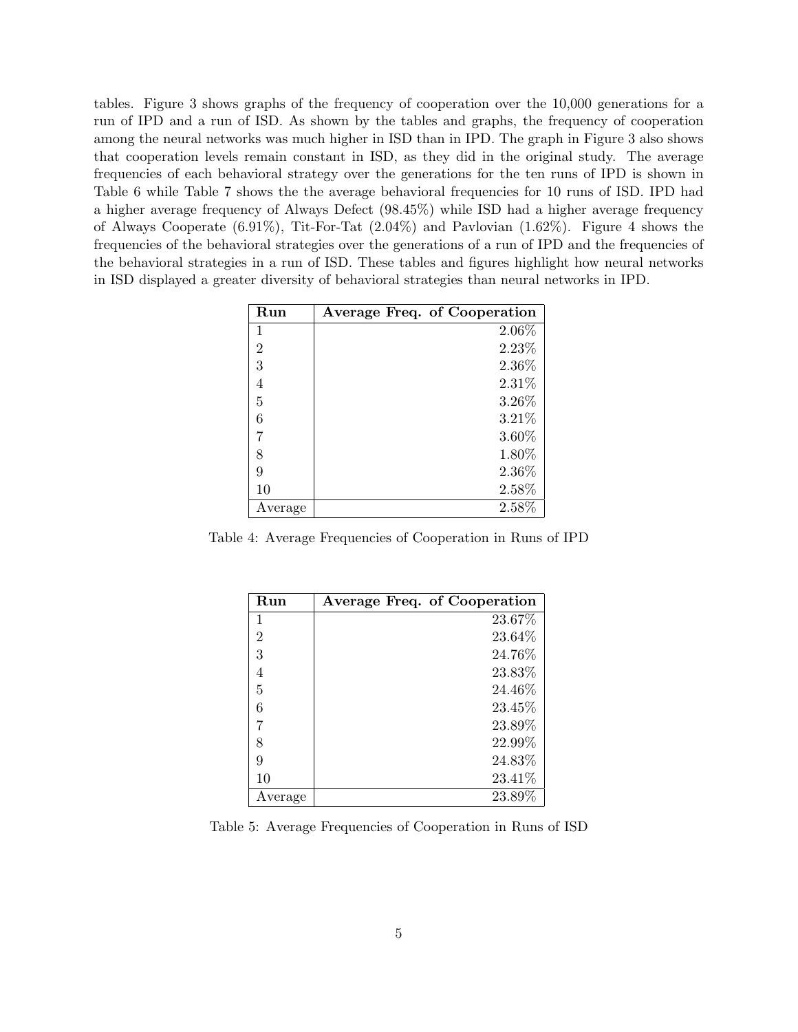tables. Figure 3 shows graphs of the frequency of cooperation over the 10,000 generations for a run of IPD and a run of ISD. As shown by the tables and graphs, the frequency of cooperation among the neural networks was much higher in ISD than in IPD. The graph in Figure 3 also shows that cooperation levels remain constant in ISD, as they did in the original study. The average frequencies of each behavioral strategy over the generations for the ten runs of IPD is shown in Table 6 while Table 7 shows the the average behavioral frequencies for 10 runs of ISD. IPD had a higher average frequency of Always Defect (98.45%) while ISD had a higher average frequency of Always Cooperate (6.91%), Tit-For-Tat (2.04%) and Pavlovian (1.62%). Figure 4 shows the frequencies of the behavioral strategies over the generations of a run of IPD and the frequencies of the behavioral strategies in a run of ISD. These tables and figures highlight how neural networks in ISD displayed a greater diversity of behavioral strategies than neural networks in IPD.

| **Run** | **Average Freq. of Cooperation** |
|---|---:|
| 1 | 2.06% |
| 2 | 2.23% |
| 3 | 2.36% |
| 4 | 2.31% |
| 5 | 3.26% |
| 6 | 3.21% |
| 7 | 3.60% |
| 8 | 1.80% |
| 9 | 2.36% |
| 10 | 2.58% |
| Average | 2.58% |

Table 4: Average Frequencies of Cooperation in Runs of IPD

| **Run** | **Average Freq. of Cooperation** |
|---|---:|
| 1 | 23.67% |
| 2 | 23.64% |
| 3 | 24.76% |
| 4 | 23.83% |
| 5 | 24.46% |
| 6 | 23.45% |
| 7 | 23.89% |
| 8 | 22.99% |
| 9 | 24.83% |
| 10 | 23.41% |
| Average | 23.89% |

Table 5: Average Frequencies of Cooperation in Runs of ISD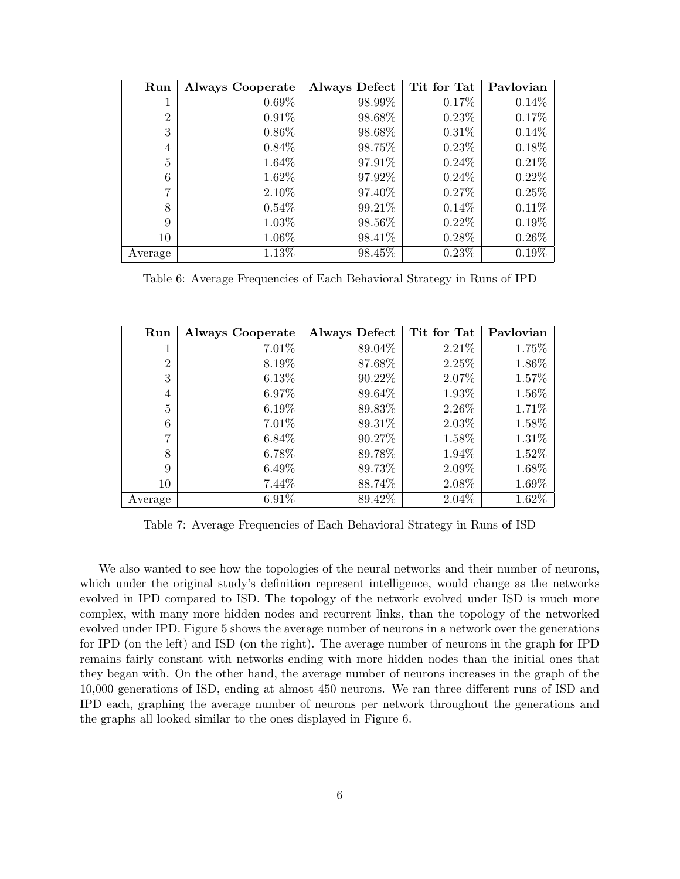| Run | Always Cooperate | Always Defect | Tit for Tat | Pavlovian |
|---|---|---|---|---|
| 1 | 0.69% | 98.99% | 0.17% | 0.14% |
| 2 | 0.91% | 98.68% | 0.23% | 0.17% |
| 3 | 0.86% | 98.68% | 0.31% | 0.14% |
| 4 | 0.84% | 98.75% | 0.23% | 0.18% |
| 5 | 1.64% | 97.91% | 0.24% | 0.21% |
| 6 | 1.62% | 97.92% | 0.24% | 0.22% |
| 7 | 2.10% | 97.40% | 0.27% | 0.25% |
| 8 | 0.54% | 99.21% | 0.14% | 0.11% |
| 9 | 1.03% | 98.56% | 0.22% | 0.19% |
| 10 | 1.06% | 98.41% | 0.28% | 0.26% |
| Average | 1.13% | 98.45% | 0.23% | 0.19% |

Table 6: Average Frequencies of Each Behavioral Strategy in Runs of IPD

| Run | Always Cooperate | Always Defect | Tit for Tat | Pavlovian |
|---|---|---|---|---|
| 1 | 7.01% | 89.04% | 2.21% | 1.75% |
| 2 | 8.19% | 87.68% | 2.25% | 1.86% |
| 3 | 6.13% | 90.22% | 2.07% | 1.57% |
| 4 | 6.97% | 89.64% | 1.93% | 1.56% |
| 5 | 6.19% | 89.83% | 2.26% | 1.71% |
| 6 | 7.01% | 89.31% | 2.03% | 1.58% |
| 7 | 6.84% | 90.27% | 1.58% | 1.31% |
| 8 | 6.78% | 89.78% | 1.94% | 1.52% |
| 9 | 6.49% | 89.73% | 2.09% | 1.68% |
| 10 | 7.44% | 88.74% | 2.08% | 1.69% |
| Average | 6.91% | 89.42% | 2.04% | 1.62% |

Table 7: Average Frequencies of Each Behavioral Strategy in Runs of ISD

We also wanted to see how the topologies of the neural networks and their number of neurons, which under the original study's definition represent intelligence, would change as the networks evolved in IPD compared to ISD. The topology of the network evolved under ISD is much more complex, with many more hidden nodes and recurrent links, than the topology of the networked evolved under IPD. Figure 5 shows the average number of neurons in a network over the generations for IPD (on the left) and ISD (on the right). The average number of neurons in the graph for IPD remains fairly constant with networks ending with more hidden nodes than the initial ones that they began with. On the other hand, the average number of neurons increases in the graph of the 10,000 generations of ISD, ending at almost 450 neurons. We ran three different runs of ISD and IPD each, graphing the average number of neurons per network throughout the generations and the graphs all looked similar to the ones displayed in Figure 6.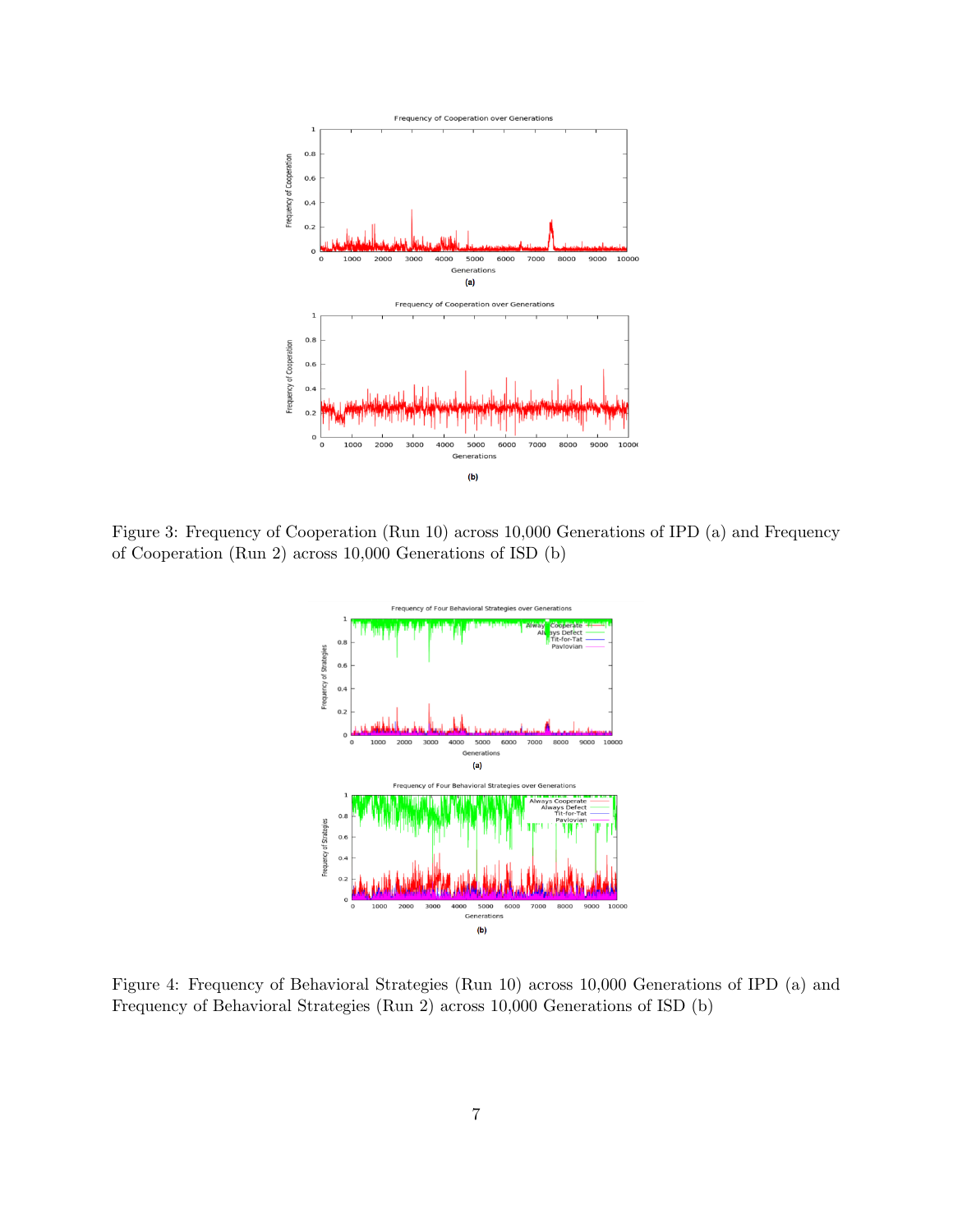Figure 3: Frequency of Cooperation (Run 10) across 10,000 Generations of IPD (a) and Frequency of Cooperation (Run 2) across 10,000 Generations of ISD (b)

Figure 4: Frequency of Behavioral Strategies (Run 10) across 10,000 Generations of IPD (a) and Frequency of Behavioral Strategies (Run 2) across 10,000 Generations of ISD (b)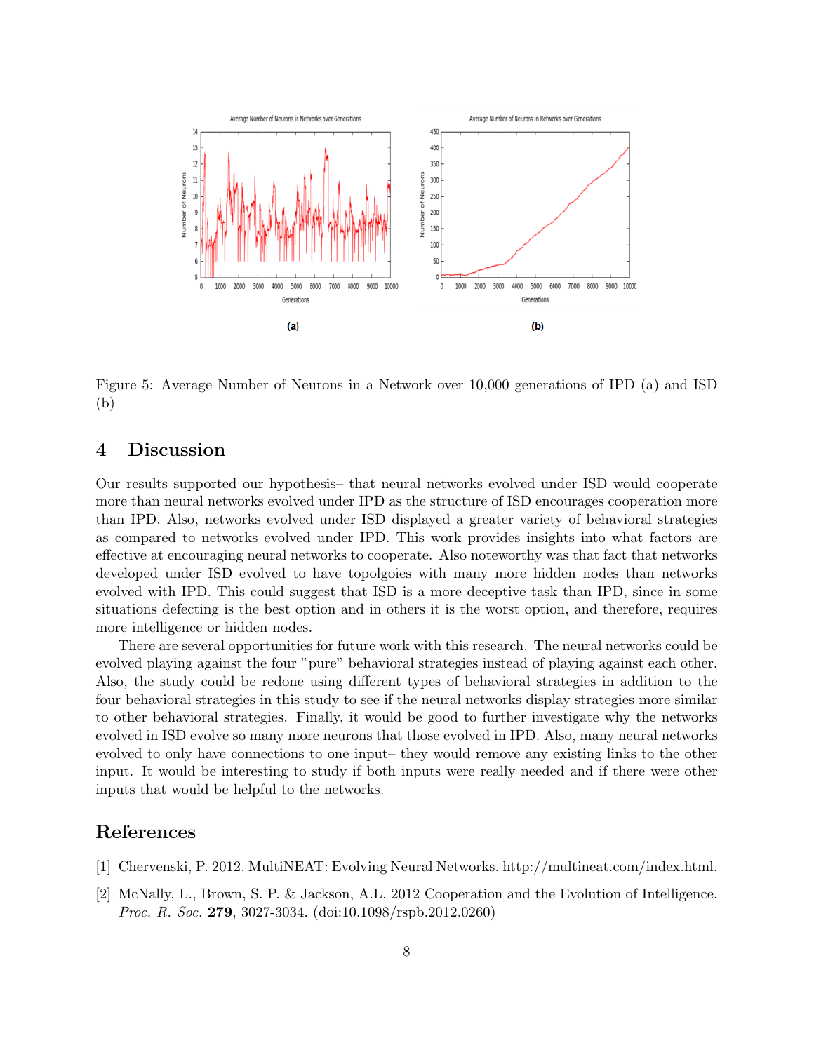Figure 5: Average Number of Neurons in a Network over 10,000 generations of IPD (a) and ISD (b)

## 4 Discussion

Our results supported our hypothesis– that neural networks evolved under ISD would cooperate more than neural networks evolved under IPD as the structure of ISD encourages cooperation more than IPD. Also, networks evolved under ISD displayed a greater variety of behavioral strategies as compared to networks evolved under IPD. This work provides insights into what factors are effective at encouraging neural networks to cooperate. Also noteworthy was that fact that networks developed under ISD evolved to have topolgoies with many more hidden nodes than networks evolved with IPD. This could suggest that ISD is a more deceptive task than IPD, since in some situations defecting is the best option and in others it is the worst option, and therefore, requires more intelligence or hidden nodes.

There are several opportunities for future work with this research. The neural networks could be evolved playing against the four "pure" behavioral strategies instead of playing against each other. Also, the study could be redone using different types of behavioral strategies in addition to the four behavioral strategies in this study to see if the neural networks display strategies more similar to other behavioral strategies. Finally, it would be good to further investigate why the networks evolved in ISD evolve so many more neurons that those evolved in IPD. Also, many neural networks evolved to only have connections to one input– they would remove any existing links to the other input. It would be interesting to study if both inputs were really needed and if there were other inputs that would be helpful to the networks.

## References

[1] Chervenski, P. 2012. MultiNEAT: Evolving Neural Networks. http://multineat.com/index.html.

[2] McNally, L., Brown, S. P. & Jackson, A.L. 2012 Cooperation and the Evolution of Intelligence. *Proc. R. Soc.* **279**, 3027-3034. (doi:10.1098/rspb.2012.0260)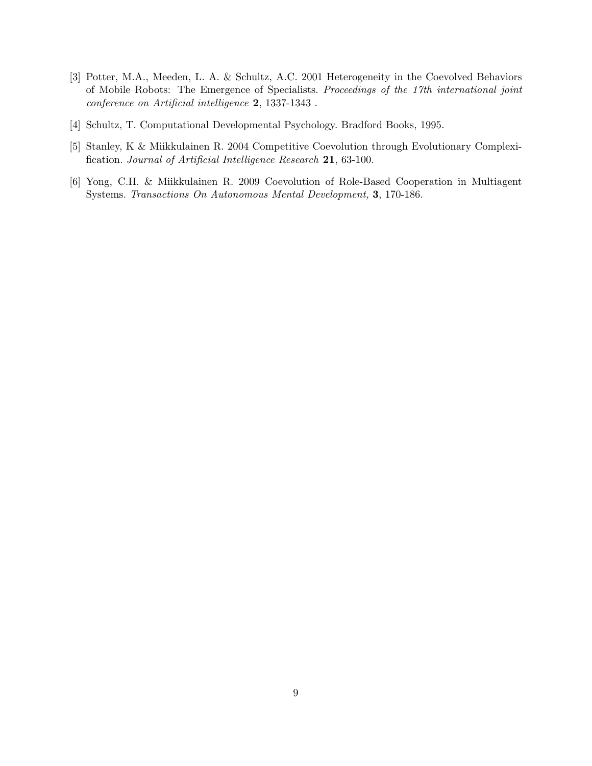[3] Potter, M.A., Meeden, L. A. & Schultz, A.C. 2001 Heterogeneity in the Coevolved Behaviors of Mobile Robots: The Emergence of Specialists. *Proceedings of the 17th international joint conference on Artificial intelligence* **2**, 1337-1343 .

[4] Schultz, T. Computational Developmental Psychology. Bradford Books, 1995.

[5] Stanley, K & Miikkulainen R. 2004 Competitive Coevolution through Evolutionary Complexification. *Journal of Artificial Intelligence Research* **21**, 63-100.

[6] Yong, C.H. & Miikkulainen R. 2009 Coevolution of Role-Based Cooperation in Multiagent Systems. *Transactions On Autonomous Mental Development,* **3**, 170-186.